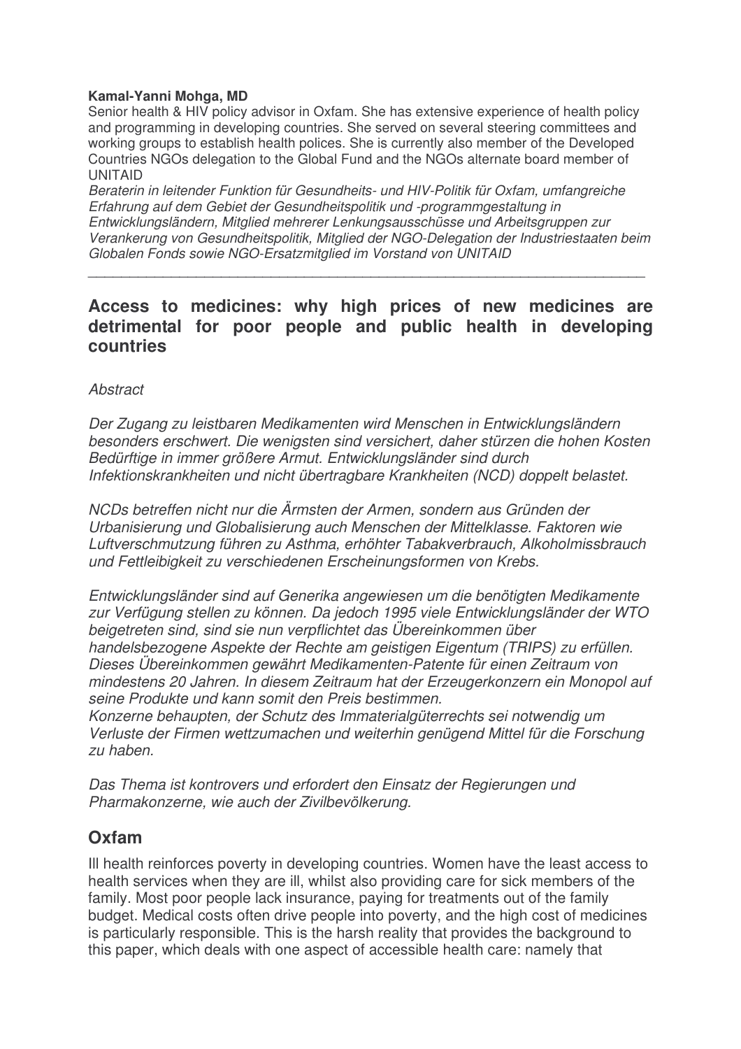**Kamal-Yanni Mohga, MD**

Senior health & HIV policy advisor in Oxfam. She has extensive experience of health policy and programming in developing countries. She served on several steering committees and working groups to establish health polices. She is currently also member of the Developed Countries NGOs delegation to the Global Fund and the NGOs alternate board member of UNITAID

*Beraterin in leitender Funktion für Gesundheits- und HIV-Politik für Oxfam, umfangreiche Erfahrung auf dem Gebiet der Gesundheitspolitik und -programmgestaltung in Entwicklungsländern, Mitglied mehrerer Lenkungsausschüsse und Arbeitsgruppen zur Verankerung von Gesundheitspolitik, Mitglied der NGO-Delegation der Industriestaaten beim Globalen Fonds sowie NGO-Ersatzmitglied im Vorstand von UNITAID*

---

## Access to medicines: why high prices of new medicines are detrimental for poor people and public health in developing countries

*Abstract*

*Der Zugang zu leistbaren Medikamenten wird Menschen in Entwicklungsländern besonders erschwert. Die wenigsten sind versichert, daher stürzen die hohen Kosten Bedürftige in immer größere Armut. Entwicklungsländer sind durch Infektionskrankheiten und nicht übertragbare Krankheiten (NCD) doppelt belastet.*

*NCDs betreffen nicht nur die Ärmsten der Armen, sondern aus Gründen der Urbanisierung und Globalisierung auch Menschen der Mittelklasse. Faktoren wie Luftverschmutzung führen zu Asthma, erhöhter Tabakverbrauch, Alkoholmissbrauch und Fettleibigkeit zu verschiedenen Erscheinungsformen von Krebs.*

*Entwicklungsländer sind auf Generika angewiesen um die benötigten Medikamente zur Verfügung stellen zu können. Da jedoch 1995 viele Entwicklungsländer der WTO beigetreten sind, sind sie nun verpflichtet das Übereinkommen über handelsbezogene Aspekte der Rechte am geistigen Eigentum (TRIPS) zu erfüllen. Dieses Übereinkommen gewährt Medikamenten-Patente für einen Zeitraum von mindestens 20 Jahren. In diesem Zeitraum hat der Erzeugerkonzern ein Monopol auf seine Produkte und kann somit den Preis bestimmen.*
*Konzerne behaupten, der Schutz des Immaterialgüterrechts sei notwendig um Verluste der Firmen wettzumachen und weiterhin genügend Mittel für die Forschung zu haben.*

*Das Thema ist kontrovers und erfordert den Einsatz der Regierungen und Pharmakonzerne, wie auch der Zivilbevölkerung.*

## Oxfam

Ill health reinforces poverty in developing countries. Women have the least access to health services when they are ill, whilst also providing care for sick members of the family. Most poor people lack insurance, paying for treatments out of the family budget. Medical costs often drive people into poverty, and the high cost of medicines is particularly responsible. This is the harsh reality that provides the background to this paper, which deals with one aspect of accessible health care: namely that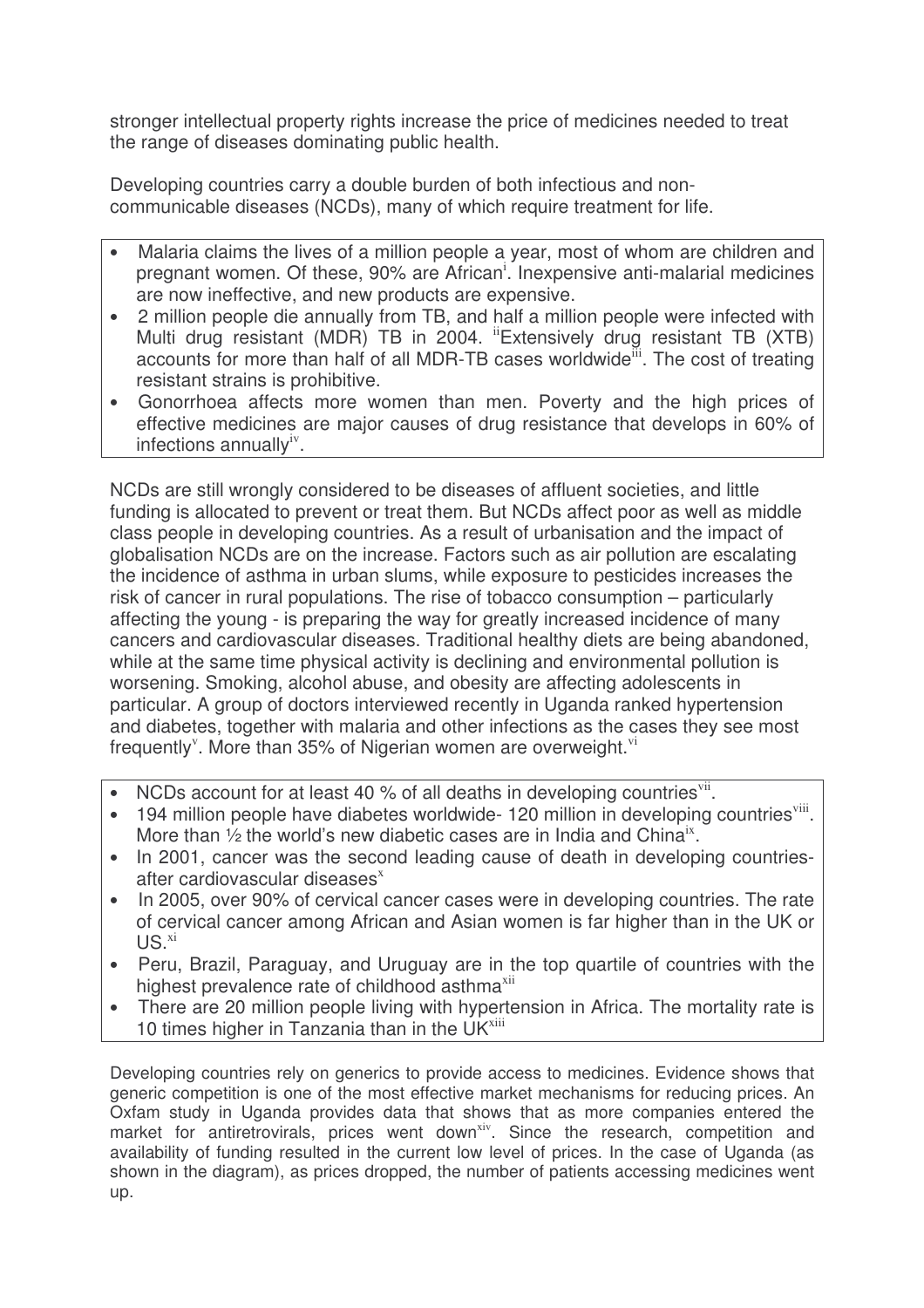stronger intellectual property rights increase the price of medicines needed to treat the range of diseases dominating public health.

Developing countries carry a double burden of both infectious and non-communicable diseases (NCDs), many of which require treatment for life.

- Malaria claims the lives of a million people a year, most of whom are children and pregnant women. Of these, 90% are African[i]. Inexpensive anti-malarial medicines are now ineffective, and new products are expensive.
- 2 million people die annually from TB, and half a million people were infected with Multi drug resistant (MDR) TB in 2004. [ii]Extensively drug resistant TB (XTB) accounts for more than half of all MDR-TB cases worldwide[iii]. The cost of treating resistant strains is prohibitive.
- Gonorrhoea affects more women than men. Poverty and the high prices of effective medicines are major causes of drug resistance that develops in 60% of infections annually[iv].

NCDs are still wrongly considered to be diseases of affluent societies, and little funding is allocated to prevent or treat them. But NCDs affect poor as well as middle class people in developing countries. As a result of urbanisation and the impact of globalisation NCDs are on the increase. Factors such as air pollution are escalating the incidence of asthma in urban slums, while exposure to pesticides increases the risk of cancer in rural populations. The rise of tobacco consumption – particularly affecting the young - is preparing the way for greatly increased incidence of many cancers and cardiovascular diseases. Traditional healthy diets are being abandoned, while at the same time physical activity is declining and environmental pollution is worsening. Smoking, alcohol abuse, and obesity are affecting adolescents in particular. A group of doctors interviewed recently in Uganda ranked hypertension and diabetes, together with malaria and other infections as the cases they see most frequently[v]. More than 35% of Nigerian women are overweight.[vi]

- NCDs account for at least 40 % of all deaths in developing countries[vii].
- 194 million people have diabetes worldwide- 120 million in developing countries[viii]. More than ½ the world's new diabetic cases are in India and China[ix].
- In 2001, cancer was the second leading cause of death in developing countries- after cardiovascular diseases[x]
- In 2005, over 90% of cervical cancer cases were in developing countries. The rate of cervical cancer among African and Asian women is far higher than in the UK or US.[xi]
- Peru, Brazil, Paraguay, and Uruguay are in the top quartile of countries with the highest prevalence rate of childhood asthma[xii]
- There are 20 million people living with hypertension in Africa. The mortality rate is 10 times higher in Tanzania than in the UK[xiii]

Developing countries rely on generics to provide access to medicines. Evidence shows that generic competition is one of the most effective market mechanisms for reducing prices. An Oxfam study in Uganda provides data that shows that as more companies entered the market for antiretrovirals, prices went down[xiv]. Since the research, competition and availability of funding resulted in the current low level of prices. In the case of Uganda (as shown in the diagram), as prices dropped, the number of patients accessing medicines went up.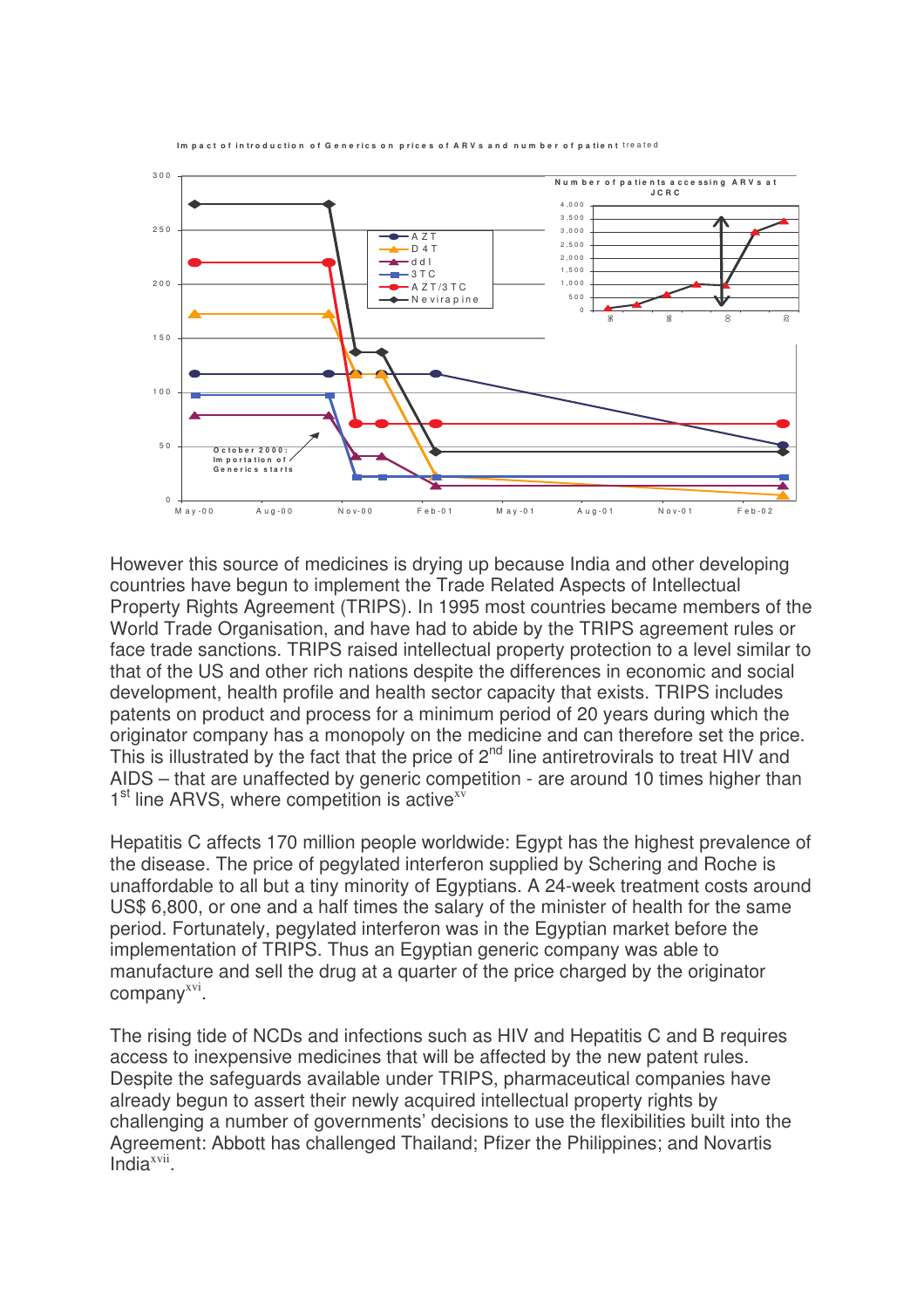Impact of introduction of Generics on prices of ARVs and number of patient treated

However this source of medicines is drying up because India and other developing countries have begun to implement the Trade Related Aspects of Intellectual Property Rights Agreement (TRIPS). In 1995 most countries became members of the World Trade Organisation, and have had to abide by the TRIPS agreement rules or face trade sanctions. TRIPS raised intellectual property protection to a level similar to that of the US and other rich nations despite the differences in economic and social development, health profile and health sector capacity that exists. TRIPS includes patents on product and process for a minimum period of 20 years during which the originator company has a monopoly on the medicine and can therefore set the price. This is illustrated by the fact that the price of 2nd line antiretrovirals to treat HIV and AIDS – that are unaffected by generic competition - are around 10 times higher than 1st line ARVS, where competition is active[xv]

Hepatitis C affects 170 million people worldwide: Egypt has the highest prevalence of the disease. The price of pegylated interferon supplied by Schering and Roche is unaffordable to all but a tiny minority of Egyptians. A 24-week treatment costs around US$ 6,800, or one and a half times the salary of the minister of health for the same period. Fortunately, pegylated interferon was in the Egyptian market before the implementation of TRIPS. Thus an Egyptian generic company was able to manufacture and sell the drug at a quarter of the price charged by the originator company[xvi].

The rising tide of NCDs and infections such as HIV and Hepatitis C and B requires access to inexpensive medicines that will be affected by the new patent rules. Despite the safeguards available under TRIPS, pharmaceutical companies have already begun to assert their newly acquired intellectual property rights by challenging a number of governments' decisions to use the flexibilities built into the Agreement: Abbott has challenged Thailand; Pfizer the Philippines; and Novartis India[xvii].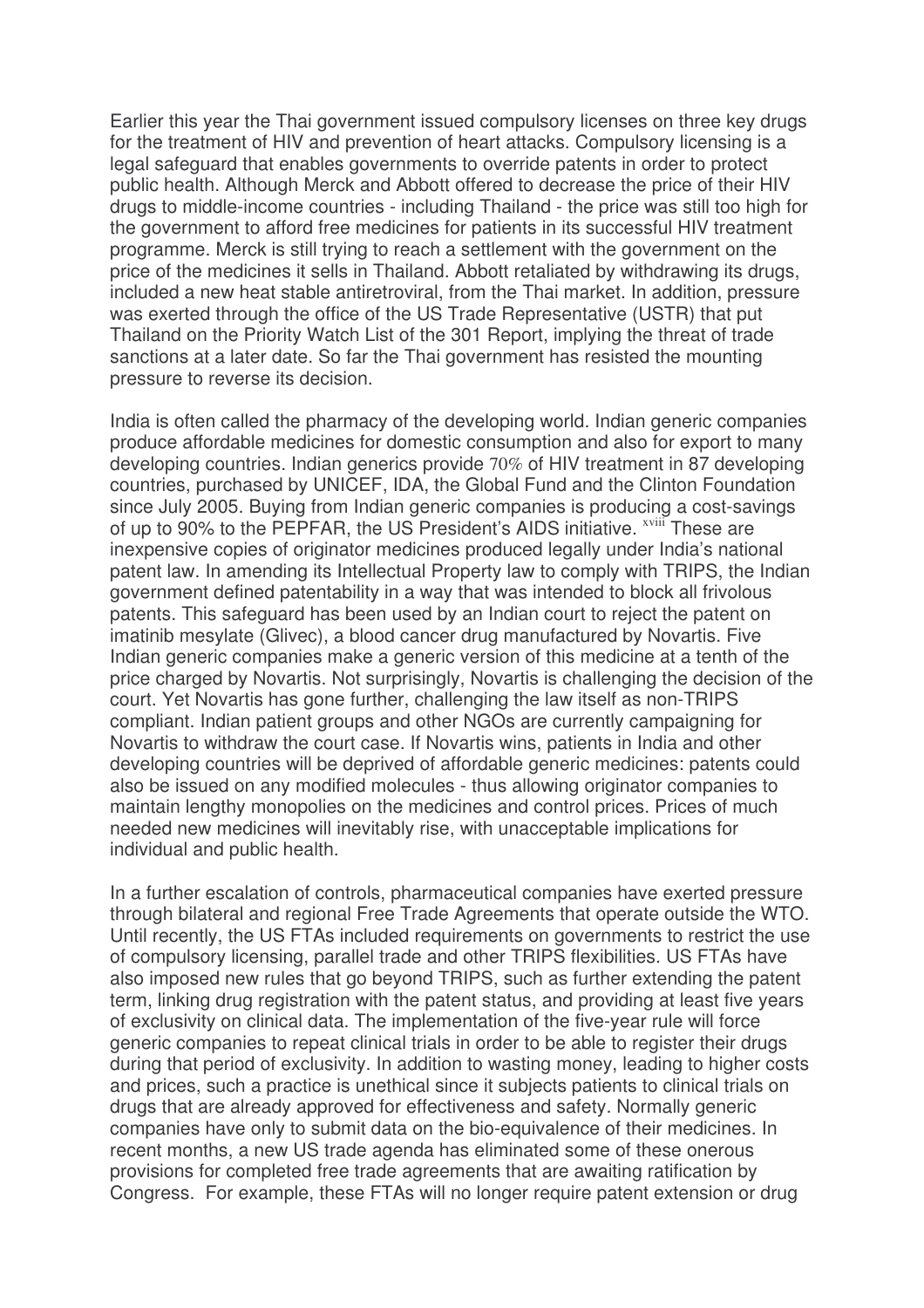Earlier this year the Thai government issued compulsory licenses on three key drugs for the treatment of HIV and prevention of heart attacks. Compulsory licensing is a legal safeguard that enables governments to override patents in order to protect public health. Although Merck and Abbott offered to decrease the price of their HIV drugs to middle-income countries - including Thailand - the price was still too high for the government to afford free medicines for patients in its successful HIV treatment programme. Merck is still trying to reach a settlement with the government on the price of the medicines it sells in Thailand. Abbott retaliated by withdrawing its drugs, included a new heat stable antiretroviral, from the Thai market. In addition, pressure was exerted through the office of the US Trade Representative (USTR) that put Thailand on the Priority Watch List of the 301 Report, implying the threat of trade sanctions at a later date. So far the Thai government has resisted the mounting pressure to reverse its decision.

India is often called the pharmacy of the developing world. Indian generic companies produce affordable medicines for domestic consumption and also for export to many developing countries. Indian generics provide 70% of HIV treatment in 87 developing countries, purchased by UNICEF, IDA, the Global Fund and the Clinton Foundation since July 2005. Buying from Indian generic companies is producing a cost-savings of up to 90% to the PEPFAR, the US President's AIDS initiative. [xviii] These are inexpensive copies of originator medicines produced legally under India's national patent law. In amending its Intellectual Property law to comply with TRIPS, the Indian government defined patentability in a way that was intended to block all frivolous patents. This safeguard has been used by an Indian court to reject the patent on imatinib mesylate (Glivec), a blood cancer drug manufactured by Novartis. Five Indian generic companies make a generic version of this medicine at a tenth of the price charged by Novartis. Not surprisingly, Novartis is challenging the decision of the court. Yet Novartis has gone further, challenging the law itself as non-TRIPS compliant. Indian patient groups and other NGOs are currently campaigning for Novartis to withdraw the court case. If Novartis wins, patients in India and other developing countries will be deprived of affordable generic medicines: patents could also be issued on any modified molecules - thus allowing originator companies to maintain lengthy monopolies on the medicines and control prices. Prices of much needed new medicines will inevitably rise, with unacceptable implications for individual and public health.

In a further escalation of controls, pharmaceutical companies have exerted pressure through bilateral and regional Free Trade Agreements that operate outside the WTO. Until recently, the US FTAs included requirements on governments to restrict the use of compulsory licensing, parallel trade and other TRIPS flexibilities. US FTAs have also imposed new rules that go beyond TRIPS, such as further extending the patent term, linking drug registration with the patent status, and providing at least five years of exclusivity on clinical data. The implementation of the five-year rule will force generic companies to repeat clinical trials in order to be able to register their drugs during that period of exclusivity. In addition to wasting money, leading to higher costs and prices, such a practice is unethical since it subjects patients to clinical trials on drugs that are already approved for effectiveness and safety. Normally generic companies have only to submit data on the bio-equivalence of their medicines. In recent months, a new US trade agenda has eliminated some of these onerous provisions for completed free trade agreements that are awaiting ratification by Congress. For example, these FTAs will no longer require patent extension or drug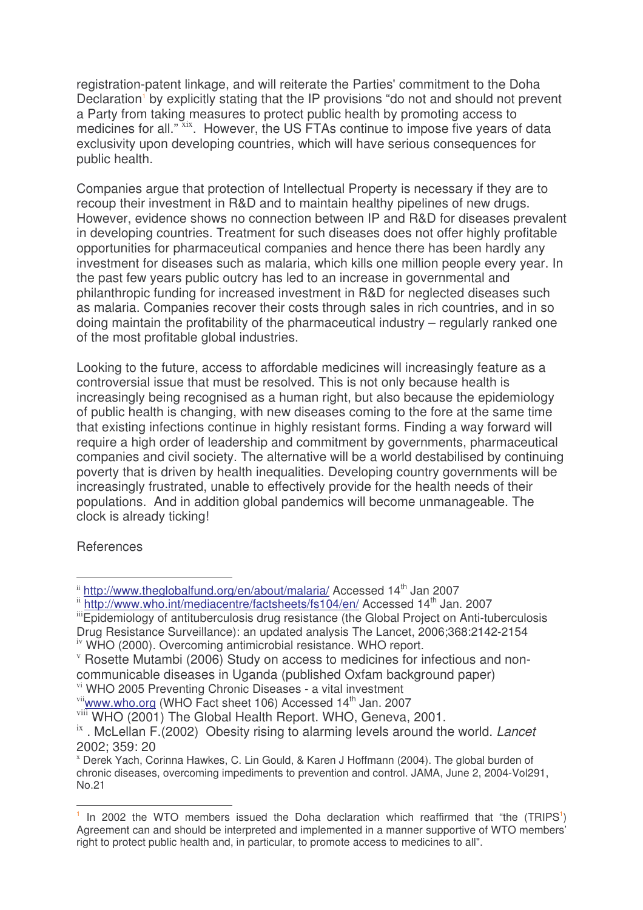registration-patent linkage, and will reiterate the Parties' commitment to the Doha Declaration[1] by explicitly stating that the IP provisions "do not and should not prevent a Party from taking measures to protect public health by promoting access to medicines for all." [xix]. However, the US FTAs continue to impose five years of data exclusivity upon developing countries, which will have serious consequences for public health.

Companies argue that protection of Intellectual Property is necessary if they are to recoup their investment in R&D and to maintain healthy pipelines of new drugs. However, evidence shows no connection between IP and R&D for diseases prevalent in developing countries. Treatment for such diseases does not offer highly profitable opportunities for pharmaceutical companies and hence there has been hardly any investment for diseases such as malaria, which kills one million people every year. In the past few years public outcry has led to an increase in governmental and philanthropic funding for increased investment in R&D for neglected diseases such as malaria. Companies recover their costs through sales in rich countries, and in so doing maintain the profitability of the pharmaceutical industry – regularly ranked one of the most profitable global industries.

Looking to the future, access to affordable medicines will increasingly feature as a controversial issue that must be resolved. This is not only because health is increasingly being recognised as a human right, but also because the epidemiology of public health is changing, with new diseases coming to the fore at the same time that existing infections continue in highly resistant forms. Finding a way forward will require a high order of leadership and commitment by governments, pharmaceutical companies and civil society. The alternative will be a world destabilised by continuing poverty that is driven by health inequalities. Developing country governments will be increasingly frustrated, unable to effectively provide for the health needs of their populations. And in addition global pandemics will become unmanageable. The clock is already ticking!

References

---

[ii] http://www.theglobalfund.org/en/about/malaria/ Accessed 14th Jan 2007

[ii] http://www.who.int/mediacentre/factsheets/fs104/en/ Accessed 14th Jan. 2007

[iii] Epidemiology of antituberculosis drug resistance (the Global Project on Anti-tuberculosis Drug Resistance Surveillance): an updated analysis The Lancet, 2006;368:2142-2154

[iv] WHO (2000). Overcoming antimicrobial resistance. WHO report.

[v] Rosette Mutambi (2006) Study on access to medicines for infectious and non-communicable diseases in Uganda (published Oxfam background paper)

[vi] WHO 2005 Preventing Chronic Diseases - a vital investment

[vii] www.who.org (WHO Fact sheet 106) Accessed 14th Jan. 2007

[viii] WHO (2001) The Global Health Report. WHO, Geneva, 2001.

[ix] . McLellan F.(2002) Obesity rising to alarming levels around the world. *Lancet* 2002; 359: 20

[x] Derek Yach, Corinna Hawkes, C. Lin Gould, & Karen J Hoffmann (2004). The global burden of chronic diseases, overcoming impediments to prevention and control. JAMA, June 2, 2004-Vol291, No.21

---

[1] In 2002 the WTO members issued the Doha declaration which reaffirmed that "the (TRIPS[1]) Agreement can and should be interpreted and implemented in a manner supportive of WTO members' right to protect public health and, in particular, to promote access to medicines to all".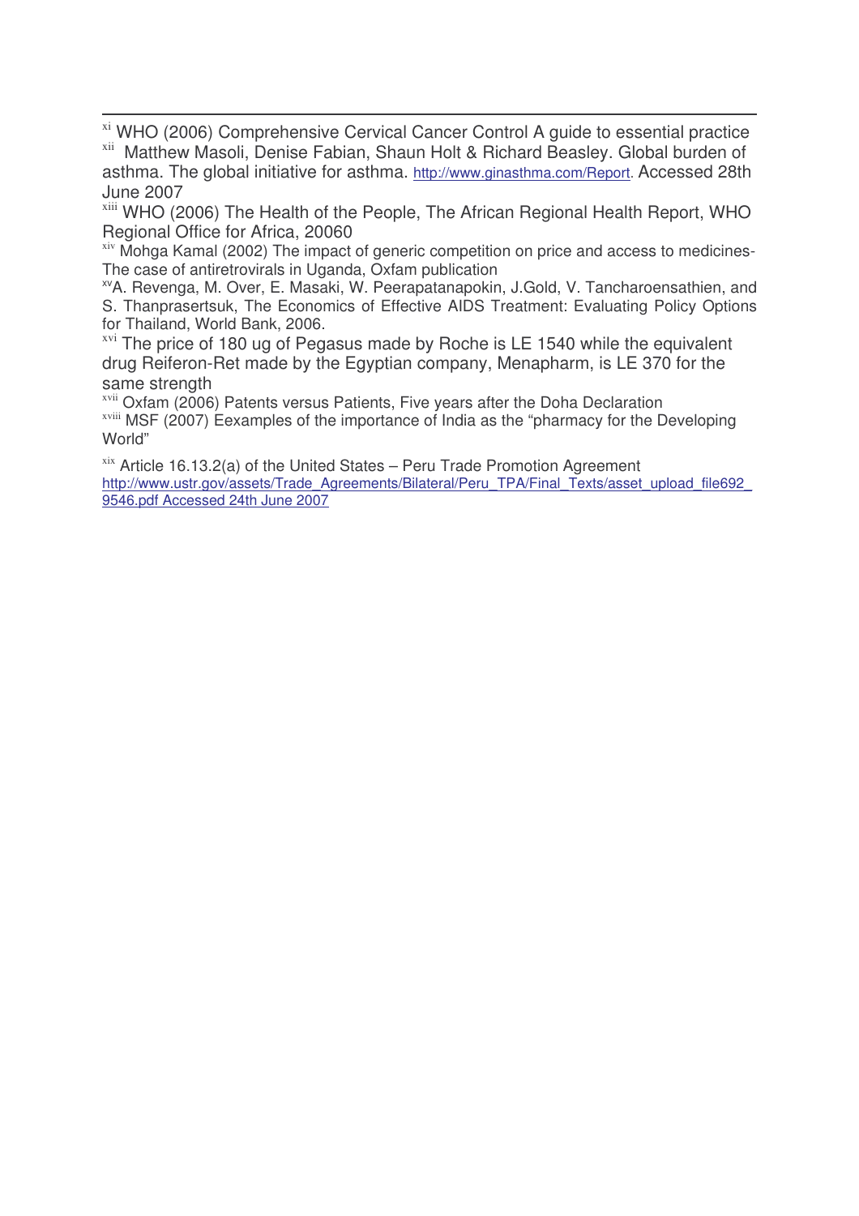[xi] WHO (2006) Comprehensive Cervical Cancer Control A guide to essential practice

[xii] Matthew Masoli, Denise Fabian, Shaun Holt & Richard Beasley. Global burden of asthma. The global initiative for asthma. http://www.ginasthma.com/Report. Accessed 28th June 2007

[xiii] WHO (2006) The Health of the People, The African Regional Health Report, WHO Regional Office for Africa, 20060

[xiv] Mohga Kamal (2002) The impact of generic competition on price and access to medicines- The case of antiretrovirals in Uganda, Oxfam publication

[xv] A. Revenga, M. Over, E. Masaki, W. Peerapatanapokin, J.Gold, V. Tancharoensathien, and S. Thanprasertsuk, The Economics of Effective AIDS Treatment: Evaluating Policy Options for Thailand, World Bank, 2006.

[xvi] The price of 180 ug of Pegasus made by Roche is LE 1540 while the equivalent drug Reiferon-Ret made by the Egyptian company, Menapharm, is LE 370 for the same strength

[xvii] Oxfam (2006) Patents versus Patients, Five years after the Doha Declaration

[xviii] MSF (2007) Eexamples of the importance of India as the "pharmacy for the Developing World"

[xix] Article 16.13.2(a) of the United States – Peru Trade Promotion Agreement http://www.ustr.gov/assets/Trade_Agreements/Bilateral/Peru_TPA/Final_Texts/asset_upload_file692_9546.pdf Accessed 24th June 2007